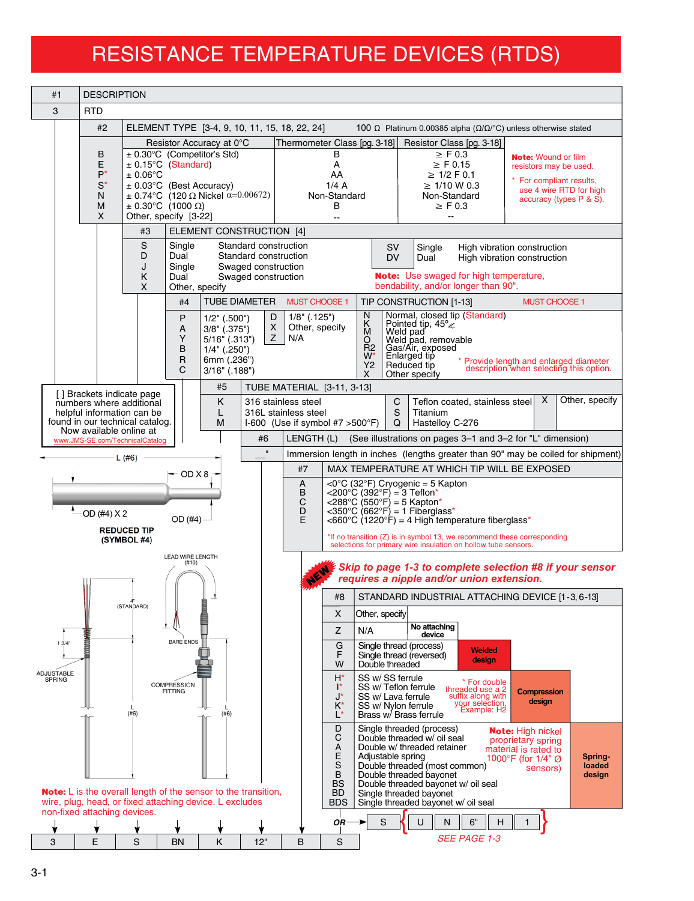# RESISTANCE TEMPERATURE DEVICES (RTDS)

| #1 | DESCRIPTION |
|---|---|
| 3 | RTD |

## #2 ELEMENT TYPE [3-4, 9, 10, 11, 15, 18, 22, 24]

100 Ω Platinum 0.00385 alpha (Ω/Ω/°C) unless otherwise stated

| | Resistor Accuracy at 0°C | Thermometer Class [pg. 3-18] | Resistor Class [pg. 3-18] |
|---|---|---|---|
| B | ± 0.30°C (Competitor's Std) | B | ≥ F 0.3 |
| E | ± 0.15°C (Standard) | A | ≥ F 0.15 |
| P* | ± 0.06°C | AA | ≥ 1/2 F 0.1 |
| S* | ± 0.03°C (Best Accuracy) | 1/4 A | ≥ 1/10 W 0.3 |
| N | ± 0.74°C (120 Ω Nickel α=0.00672) | Non-Standard | Non-Standard |
| M | ± 0.30°C (1000 Ω) | B | ≥ F 0.3 |
| X | Other, specify [3-22] | -- | -- |

**Note:** Wound or film resistors may be used.

* For compliant results, use 4 wire RTD for high accuracy (types P & S).

## #3 ELEMENT CONSTRUCTION [4]

| | | |
|---|---|---|
| S | Single | Standard construction |
| D | Dual | Standard construction |
| J | Single | Swaged construction |
| K | Dual | Swaged construction |
| X | Other, specify | |
| SV | Single | High vibration construction |
| DV | Dual | High vibration construction |

**Note:** Use swaged for high temperature, bendability, and/or longer than 90".

## #4 TUBE DIAMETER — MUST CHOOSE 1

| | | | |
|---|---|---|---|
| P | 1/2" (.500") | D | 1/8" (.125") |
| A | 3/8" (.375") | X | Other, specify |
| Y | 5/16" (.313") | Z | N/A |
| B | 1/4" (.250") | | |
| R | 6mm (.236") | | |
| C | 3/16" (.188") | | |

## TIP CONSTRUCTION [1-13] — MUST CHOOSE 1

| | |
|---|---|
| N | Normal, closed tip (Standard) |
| K | Pointed tip, 45° |
| M | Weld pad |
| O | Weld pad, removable |
| R2 | Gas/Air, exposed |
| W* | Enlarged tip |
| Y2 | Reduced tip |
| X | Other specify |

* Provide length and enlarged diameter description when selecting this option.

[ ] Brackets indicate page numbers where additional helpful information can be found in our technical catalog. Now available online at www.JMS-SE.com/TechnicalCatalog

## #5 TUBE MATERIAL [3-11, 3-13]

| | | | | | |
|---|---|---|---|---|---|
| K | 316 stainless steel | C | Teflon coated, stainless steel | X | Other, specify |
| L | 316L stainless steel | S | Titanium | | |
| M | I-600 (Use if symbol #7 >500°F) | Q | Hastelloy C-276 | | |

## #6 LENGTH (L) (See illustrations on pages 3–1 and 3–2 for "L" dimension)

__" Immersion length in inches (lengths greater than 90" may be coiled for shipment)

## #7 MAX TEMPERATURE AT WHICH TIP WILL BE EXPOSED

| | |
|---|---|
| A | <0°C (32°F) Cryogenic = 5 Kapton |
| B | <200°C (392°F) = 3 Teflon* |
| C | <288°C (550°F) = 5 Kapton* |
| D | <350°C (662°F) = 1 Fiberglass* |
| E | <660°C (1220°F) = 4 High temperature fiberglass* |

*If no transition (Z) is in symbol 13, we recommend these corresponding selections for primary wire insulation on hollow tube sensors.

L (#6)   OD X 8   OD (#4) X 2   OD (#4)

**REDUCED TIP (SYMBOL #4)**

LEAD WIRE LENGTH (#10)   4" (STANDARD)   1 3/4"   BARE ENDS   ADJUSTABLE SPRING   COMPRESSION FITTING   L (#6)   L (#6)

**NEW** *Skip to page 1-3 to complete selection #8 if your sensor requires a nipple and/or union extension.*

## #8 STANDARD INDUSTRIAL ATTACHING DEVICE [1-3, 6-13]

| Code | Description | Notes | Design |
|---|---|---|---|
| X | Other, specify | | |
| Z | N/A | | No attaching device |
| G | Single thread (process) | | Welded design |
| F | Single thread (reversed) | | Welded design |
| W | Double threaded | | Welded design |
| H* | SS w/ SS ferrule | * For double threaded use a 2 suffix along with your selection. Example: H2 | Compression design |
| I* | SS w/ Teflon ferrule | | Compression design |
| J* | SS w/ Lava ferrule | | Compression design |
| K* | SS w/ Nylon ferrule | | Compression design |
| L* | Brass w/ Brass ferrule | | Compression design |
| D | Single threaded (process) | **Note:** High nickel proprietary spring material is rated to 1000°F (for 1/4" Ø sensors) | Spring-loaded design |
| C | Double threaded w/ oil seal | | Spring-loaded design |
| A | Double w/ threaded retainer | | Spring-loaded design |
| E | Adjustable spring | | Spring-loaded design |
| S | Double threaded (most common) | | Spring-loaded design |
| B | Double threaded bayonet | | Spring-loaded design |
| BS | Double threaded bayonet w/ oil seal | | Spring-loaded design |
| BD | Single threaded bayonet | | Spring-loaded design |
| BDS | Single threaded bayonet w/ oil seal | | Spring-loaded design |

**Note:** L is the overall length of the sensor to the transition, wire, plug, head, or fixed attaching device. L excludes non-fixed attaching devices.

| 3 | E | S | BN | K | 12" | B | S |
|---|---|---|---|---|---|---|---|

OR → S { U | N | 6" | H | 1 }

*SEE PAGE 1-3*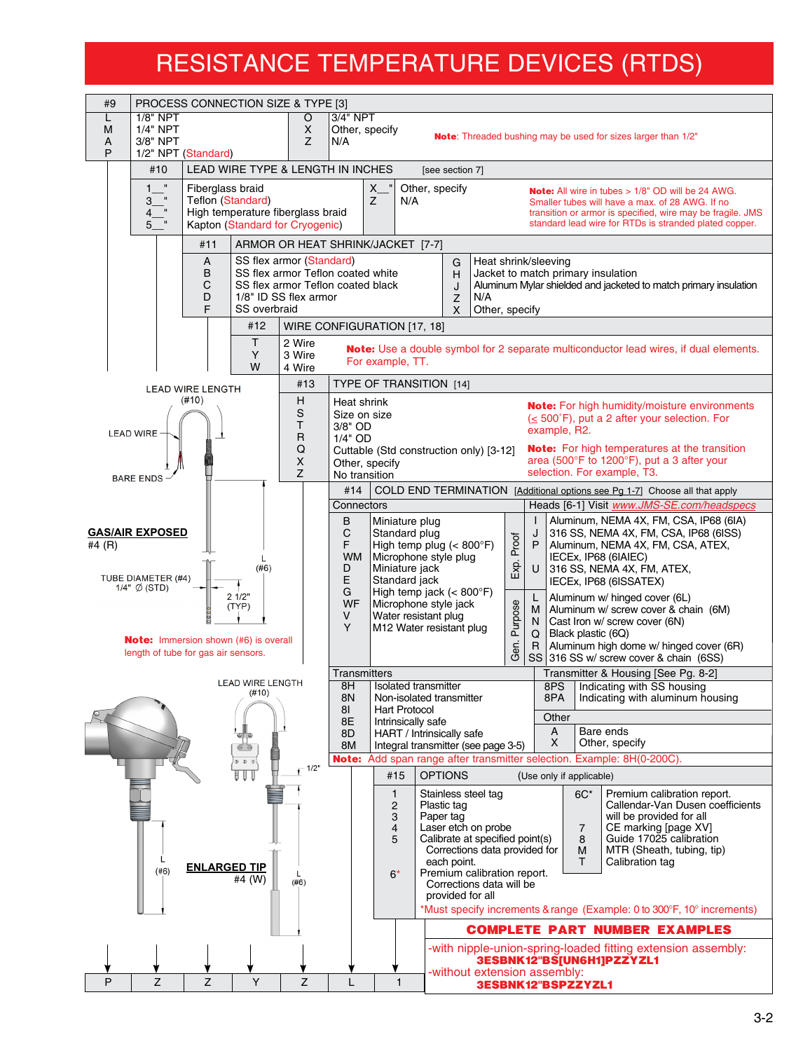# RESISTANCE TEMPERATURE DEVICES (RTDS)

## #9 PROCESS CONNECTION SIZE & TYPE [3]

| | | | |
|---|---|---|---|
| L | 1/8" NPT | O | 3/4" NPT |
| M | 1/4" NPT | X | Other, specify |
| A | 3/8" NPT | Z | N/A |
| P | 1/2" NPT (Standard) | | |

**Note**: Threaded bushing may be used for sizes larger than 1/2"

## #10 LEAD WIRE TYPE & LENGTH IN INCHES [see section 7]

| | | | |
|---|---|---|---|
| 1__" | Fiberglass braid | X__" | Other, specify |
| 3__" | Teflon (Standard) | Z | N/A |
| 4__" | High temperature fiberglass braid | | |
| 5__" | Kapton (Standard for Cryogenic) | | |

**Note:** All wire in tubes > 1/8" OD will be 24 AWG. Smaller tubes will have a max. of 28 AWG. If no transition or armor is specified, wire may be fragile. JMS standard lead wire for RTDs is stranded plated copper.

## #11 ARMOR OR HEAT SHRINK/JACKET [7-7]

| | | | |
|---|---|---|---|
| A | SS flex armor (Standard) | G | Heat shrink/sleeving |
| B | SS flex armor Teflon coated white | H | Jacket to match primary insulation |
| C | SS flex armor Teflon coated black | J | Aluminum Mylar shielded and jacketed to match primary insulation |
| D | 1/8" ID SS flex armor | Z | N/A |
| F | SS overbraid | X | Other, specify |

## #12 WIRE CONFIGURATION [17, 18]

| | |
|---|---|
| T | 2 Wire |
| Y | 3 Wire |
| W | 4 Wire |

**Note:** Use a double symbol for 2 separate multiconductor lead wires, if dual elements. For example, TT.

## #13 TYPE OF TRANSITION [14]

| | |
|---|---|
| H | Heat shrink |
| S | Size on size |
| T | 3/8" OD |
| R | 1/4" OD |
| Q | Cuttable (Std construction only) [3-12] |
| X | Other, specify |
| Z | No transition |

**Note:** For high humidity/moisture environments (≤ 500˚F), put a 2 after your selection. For example, R2.

**Note:** For high temperatures at the transition area (500°F to 1200°F), put a 3 after your selection. For example, T3.

## #14 COLD END TERMINATION [Additional options see Pg 1-7] Choose all that apply

**Connectors**

| | |
|---|---|
| B | Miniature plug |
| C | Standard plug |
| F | High temp plug (< 800°F) |
| WM | Microphone style plug |
| D | Miniature jack |
| E | Standard jack |
| G | High temp jack (< 800°F) |
| WF | Microphone style jack |
| V | Water resistant plug |
| Y | M12 Water resistant plug |

**Heads** [6-1] Visit *www.JMS-SE.com/headspecs*

| | | |
|---|---|---|
| Exp. Proof | I | Aluminum, NEMA 4X, FM, CSA, IP68 (6IA) |
| | J | 316 SS, NEMA 4X, FM, CSA, IP68 (6ISS) |
| | P | Aluminum, NEMA 4X, FM, CSA, ATEX, IECEx, IP68 (6IAIEC) |
| | U | 316 SS, NEMA 4X, FM, ATEX, IECEx, IP68 (6ISSATEX) |
| Gen. Purpose | L | Aluminum w/ hinged cover (6L) |
| | M | Aluminum w/ screw cover & chain (6M) |
| | N | Cast Iron w/ screw cover (6N) |
| | Q | Black plastic (6Q) |
| | R | Aluminum high dome w/ hinged cover (6R) |
| | SS | 316 SS w/ screw cover & chain (6SS) |

**Transmitters**

| | |
|---|---|
| 8H | Isolated transmitter |
| 8N | Non-isolated transmitter |
| 8I | Hart Protocol |
| 8E | Intrinsically safe |
| 8D | HART / Intrinsically safe |
| 8M | Integral transmitter (see page 3-5) |

**Transmitter & Housing** [See Pg. 8-2]

| | |
|---|---|
| 8PS | Indicating with SS housing |
| 8PA | Indicating with aluminum housing |

**Other**

| | |
|---|---|
| A | Bare ends |
| X | Other, specify |

**Note:** Add span range after transmitter selection. Example: 8H(0-200C).

## #15 OPTIONS (Use only if applicable)

| | | | |
|---|---|---|---|
| 1 | Stainless steel tag | 6C* | Premium calibration report. Callendar-Van Dusen coefficients will be provided for all |
| 2 | Plastic tag | 7 | CE marking [page XV] |
| 3 | Paper tag | 8 | Guide 17025 calibration |
| 4 | Laser etch on probe | M | MTR (Sheath, tubing, tip) |
| 5 | Calibrate at specified point(s) Corrections data provided for each point. | T | Calibration tag |
| 6* | Premium calibration report. Corrections data will be provided for all | | |

*Must specify increments & range (Example: 0 to 300°F, 10° increments)

LEAD WIRE LENGTH (#10)

LEAD WIRE

BARE ENDS

**GAS/AIR EXPOSED**
#4 (R)

TUBE DIAMETER (#4)
1/4" ∅ (STD)

L (#6)

2 1/2" (TYP)

**Note:** Immersion shown (#6) is overall length of tube for gas air sensors.

LEAD WIRE LENGTH (#10)

1/2"

L (#6)

**ENLARGED TIP**
#4 (W)

L (#6)

| P | Z | Z | Y | Z | L | 1 |
|---|---|---|---|---|---|---|

## COMPLETE PART NUMBER EXAMPLES

-with nipple-union-spring-loaded fitting extension assembly:
**3ESBNK12"BS[UN6H1]PZZYZL1**

-without extension assembly:
**3ESBNK12"BSPZZYZL1**